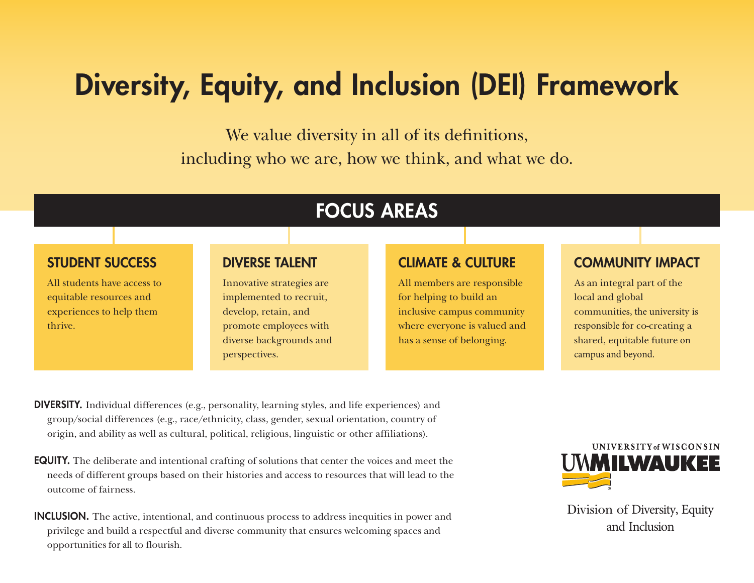# Diversity, Equity, and Inclusion (DEI) Framework

We value diversity in all of its definitions, including who we are, how we think, and what we do.

## FOCUS AREAS

### STUDENT SUCCESS

All students have access to equitable resources and experiences to help them thrive.

### DIVERSE TALENT

Innovative strategies are implemented to recruit, develop, retain, and promote employees with diverse backgrounds and perspectives.

### CLIMATE & CULTURE

All members are responsible for helping to build an inclusive campus community where everyone is valued and has a sense of belonging.

### COMMUNITY IMPACT

As an integral part of the local and global communities, the university is responsible for co-creating a shared, equitable future on campus and beyond.

**DIVERSITY.** Individual differences (e.g., personality, learning styles, and life experiences) and group/social differences (e.g., race/ethnicity, class, gender, sexual orientation, country of origin, and ability as well as cultural, political, religious, linguistic or other affiliations).

**EQUITY.** The deliberate and intentional crafting of solutions that center the voices and meet the needs of different groups based on their histories and access to resources that will lead to the outcome of fairness.

**INCLUSION.** The active, intentional, and continuous process to address inequities in power and privilege and build a respectful and diverse community that ensures welcoming spaces and opportunities for all to flourish.

UNIVERSITY of WISCONSIN UWMILWAUKEE

Division of Diversity, Equity and Inclusion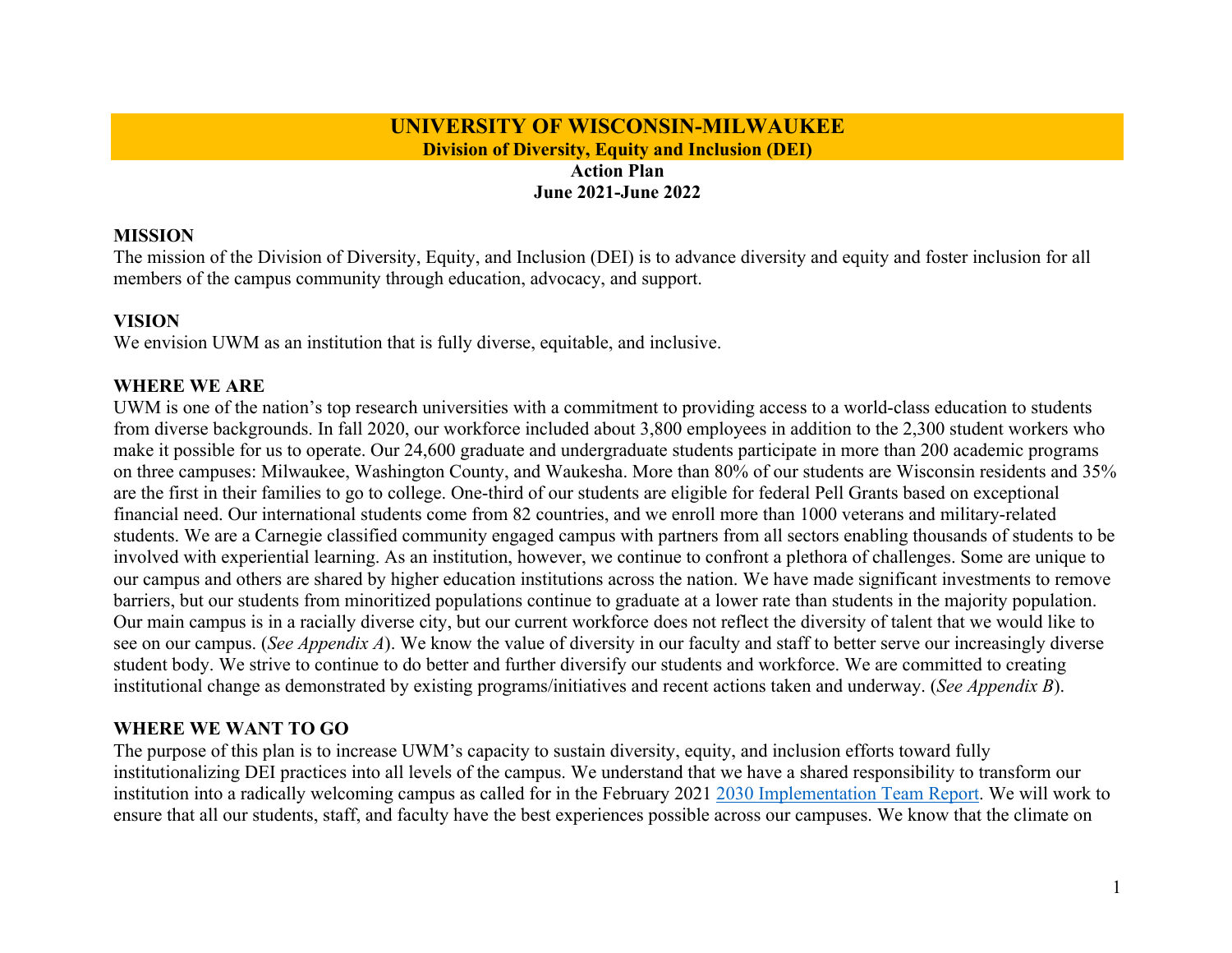# UNIVERSITY OF WISCONSIN-MILWAUKEE

**Division of Diversity, Equity and Inclusion (DEI)**

**Action Plan**

**June 2021-June 2022**

## MISSION

The mission of the Division of Diversity, Equity, and Inclusion (DEI) is to advance diversity and equity and foster inclusion for all members of the campus community through education, advocacy, and support.

## VISION

We envision UWM as an institution that is fully diverse, equitable, and inclusive.

## WHERE WE ARE

UWM is one of the nation's top research universities with a commitment to providing access to a world-class education to students from diverse backgrounds. In fall 2020, our workforce included about 3,800 employees in addition to the 2,300 student workers who make it possible for us to operate. Our 24,600 graduate and undergraduate students participate in more than 200 academic programs on three campuses: Milwaukee, Washington County, and Waukesha. More than 80% of our students are Wisconsin residents and 35% are the first in their families to go to college. One-third of our students are eligible for federal Pell Grants based on exceptional financial need. Our international students come from 82 countries, and we enroll more than 1000 veterans and military-related students. We are a Carnegie classified community engaged campus with partners from all sectors enabling thousands of students to be involved with experiential learning. As an institution, however, we continue to confront a plethora of challenges. Some are unique to our campus and others are shared by higher education institutions across the nation. We have made significant investments to remove barriers, but our students from minoritized populations continue to graduate at a lower rate than students in the majority population. Our main campus is in a racially diverse city, but our current workforce does not reflect the diversity of talent that we would like to see on our campus. (*See Appendix A*). We know the value of diversity in our faculty and staff to better serve our increasingly diverse student body. We strive to continue to do better and further diversify our students and workforce. We are committed to creating institutional change as demonstrated by existing programs/initiatives and recent actions taken and underway. (*See Appendix B*).

## WHERE WE WANT TO GO

The purpose of this plan is to increase UWM's capacity to sustain diversity, equity, and inclusion efforts toward fully institutionalizing DEI practices into all levels of the campus. We understand that we have a shared responsibility to transform our institution into a radically welcoming campus as called for in the February 2021 2030 Implementation Team Report. We will work to ensure that all our students, staff, and faculty have the best experiences possible across our campuses. We know that the climate on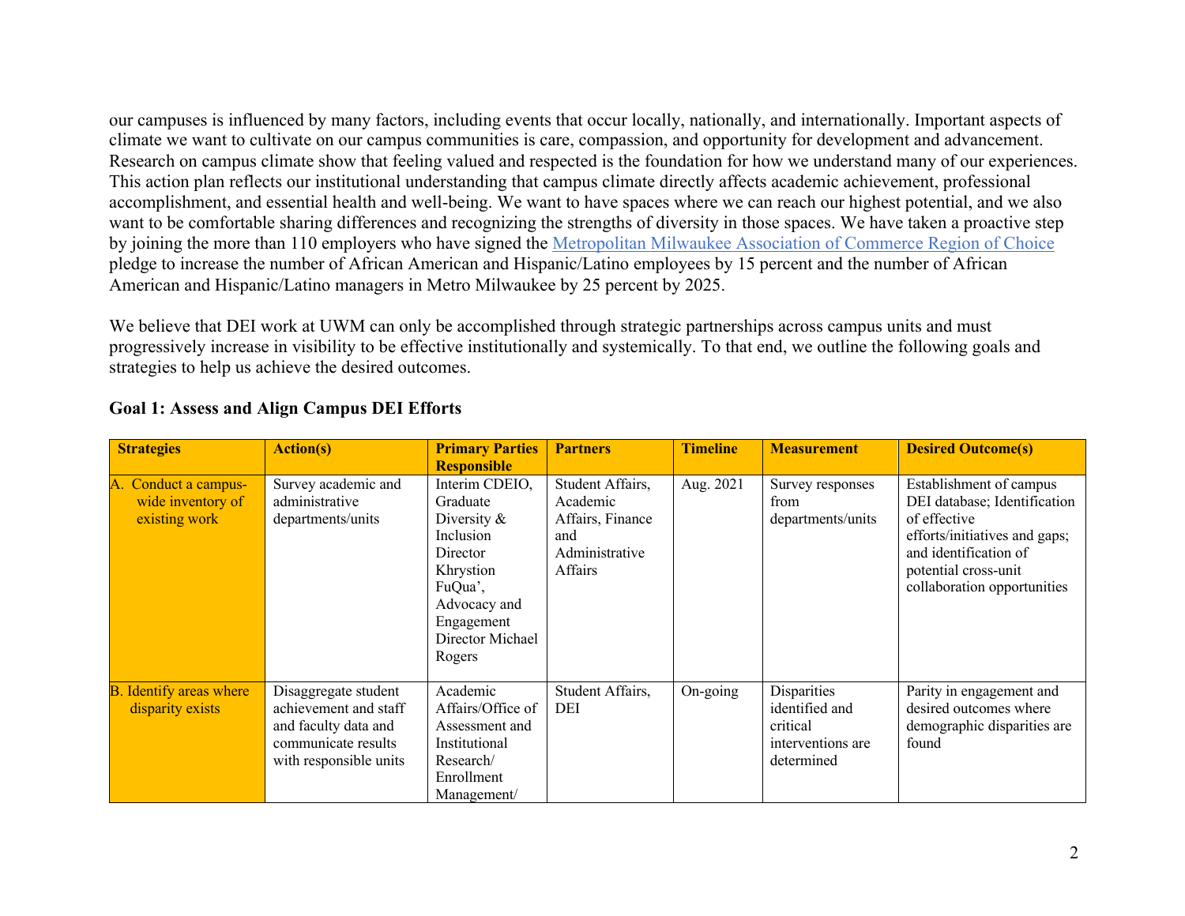our campuses is influenced by many factors, including events that occur locally, nationally, and internationally. Important aspects of climate we want to cultivate on our campus communities is care, compassion, and opportunity for development and advancement. Research on campus climate show that feeling valued and respected is the foundation for how we understand many of our experiences. This action plan reflects our institutional understanding that campus climate directly affects academic achievement, professional accomplishment, and essential health and well-being. We want to have spaces where we can reach our highest potential, and we also want to be comfortable sharing differences and recognizing the strengths of diversity in those spaces. We have taken a proactive step by joining the more than 110 employers who have signed the Metropolitan Milwaukee Association of Commerce Region of Choice pledge to increase the number of African American and Hispanic/Latino employees by 15 percent and the number of African American and Hispanic/Latino managers in Metro Milwaukee by 25 percent by 2025.

We believe that DEI work at UWM can only be accomplished through strategic partnerships across campus units and must progressively increase in visibility to be effective institutionally and systemically. To that end, we outline the following goals and strategies to help us achieve the desired outcomes.

**Goal 1: Assess and Align Campus DEI Efforts**

| Strategies | Action(s) | Primary Parties Responsible | Partners | Timeline | Measurement | Desired Outcome(s) |
|---|---|---|---|---|---|---|
| A. Conduct a campus-wide inventory of existing work | Survey academic and administrative departments/units | Interim CDEIO, Graduate Diversity & Inclusion Director Khrystion FuQua', Advocacy and Engagement Director Michael Rogers | Student Affairs, Academic Affairs, Finance and Administrative Affairs | Aug. 2021 | Survey responses from departments/units | Establishment of campus DEI database; Identification of effective efforts/initiatives and gaps; and identification of potential cross-unit collaboration opportunities |
| B. Identify areas where disparity exists | Disaggregate student achievement and staff and faculty data and communicate results with responsible units | Academic Affairs/Office of Assessment and Institutional Research/ Enrollment Management/ | Student Affairs, DEI | On-going | Disparities identified and critical interventions are determined | Parity in engagement and desired outcomes where demographic disparities are found |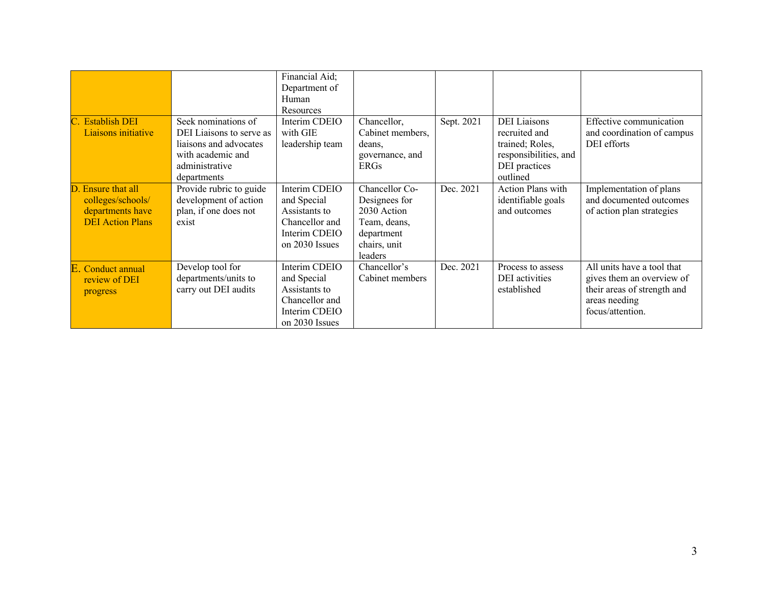| | | | | | | |
|---|---|---|---|---|---|---|
| | | Financial Aid; Department of Human Resources | | | | |
| C. Establish DEI Liaisons initiative | Seek nominations of DEI Liaisons to serve as liaisons and advocates with academic and administrative departments | Interim CDEIO with GIE leadership team | Chancellor, Cabinet members, deans, governance, and ERGs | Sept. 2021 | DEI Liaisons recruited and trained; Roles, responsibilities, and DEI practices outlined | Effective communication and coordination of campus DEI efforts |
| D. Ensure that all colleges/schools/ departments have DEI Action Plans | Provide rubric to guide development of action plan, if one does not exist | Interim CDEIO and Special Assistants to Chancellor and Interim CDEIO on 2030 Issues | Chancellor Co-Designees for 2030 Action Team, deans, department chairs, unit leaders | Dec. 2021 | Action Plans with identifiable goals and outcomes | Implementation of plans and documented outcomes of action plan strategies |
| E. Conduct annual review of DEI progress | Develop tool for departments/units to carry out DEI audits | Interim CDEIO and Special Assistants to Chancellor and Interim CDEIO on 2030 Issues | Chancellor's Cabinet members | Dec. 2021 | Process to assess DEI activities established | All units have a tool that gives them an overview of their areas of strength and areas needing focus/attention. |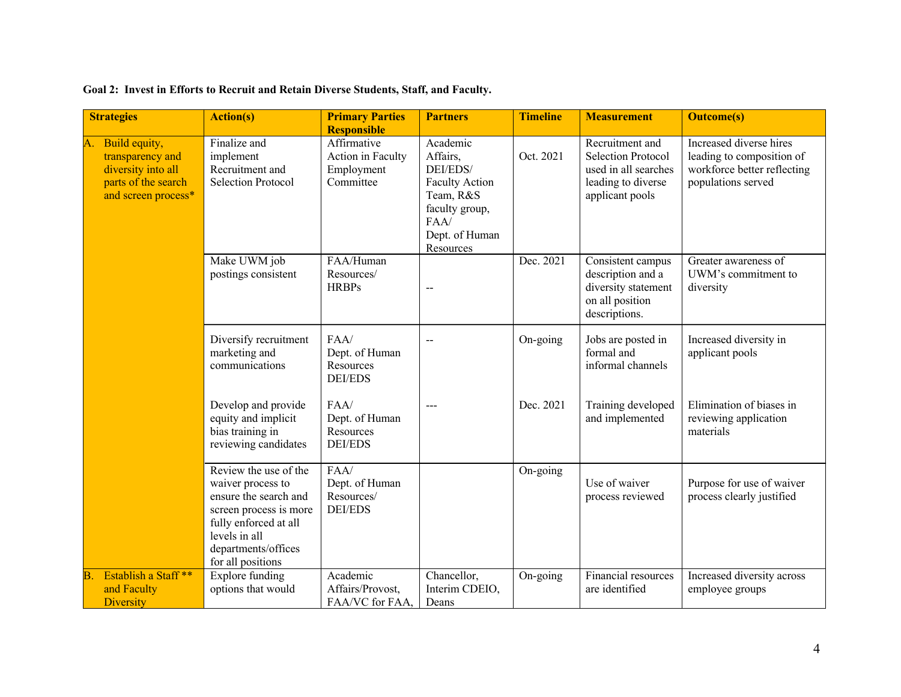**Goal 2: Invest in Efforts to Recruit and Retain Diverse Students, Staff, and Faculty.**

| Strategies | Action(s) | Primary Parties Responsible | Partners | Timeline | Measurement | Outcome(s) |
|---|---|---|---|---|---|---|
| A. Build equity, transparency and diversity into all parts of the search and screen process* | Finalize and implement Recruitment and Selection Protocol | Affirmative Action in Faculty Employment Committee | Academic Affairs, DEI/EDS/ Faculty Action Team, R&S faculty group, FAA/ Dept. of Human Resources | Oct. 2021 | Recruitment and Selection Protocol used in all searches leading to diverse applicant pools | Increased diverse hires leading to composition of workforce better reflecting populations served |
| | Make UWM job postings consistent | FAA/Human Resources/ HRBPs | -- | Dec. 2021 | Consistent campus description and a diversity statement on all position descriptions. | Greater awareness of UWM's commitment to diversity |
| | Diversify recruitment marketing and communications | FAA/ Dept. of Human Resources DEI/EDS | -- | On-going | Jobs are posted in formal and informal channels | Increased diversity in applicant pools |
| | Develop and provide equity and implicit bias training in reviewing candidates | FAA/ Dept. of Human Resources DEI/EDS | --- | Dec. 2021 | Training developed and implemented | Elimination of biases in reviewing application materials |
| | Review the use of the waiver process to ensure the search and screen process is more fully enforced at all levels in all departments/offices for all positions | FAA/ Dept. of Human Resources/ DEI/EDS | | On-going | Use of waiver process reviewed | Purpose for use of waiver process clearly justified |
| B. Establish a Staff ** and Faculty Diversity | Explore funding options that would | Academic Affairs/Provost, FAA/VC for FAA, | Chancellor, Interim CDEIO, Deans | On-going | Financial resources are identified | Increased diversity across employee groups |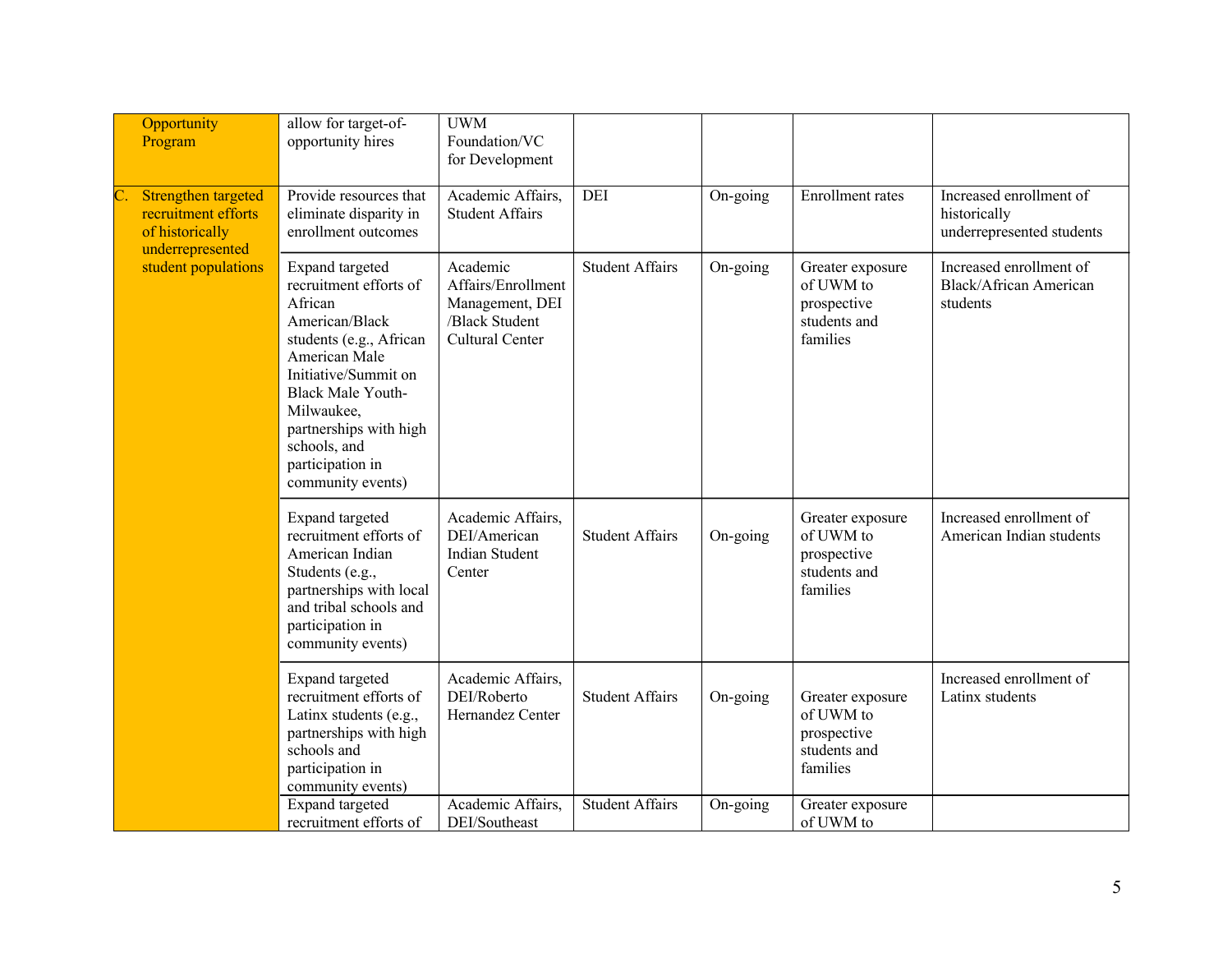| | | | | | | |
|---|---|---|---|---|---|---|
| Opportunity Program | allow for target-of-opportunity hires | UWM Foundation/VC for Development | | | | |
| C. Strengthen targeted recruitment efforts of historically underrepresented student populations | Provide resources that eliminate disparity in enrollment outcomes | Academic Affairs, Student Affairs | DEI | On-going | Enrollment rates | Increased enrollment of historically underrepresented students |
| | Expand targeted recruitment efforts of African American/Black students (e.g., African American Male Initiative/Summit on Black Male Youth-Milwaukee, partnerships with high schools, and participation in community events) | Academic Affairs/Enrollment Management, DEI /Black Student Cultural Center | Student Affairs | On-going | Greater exposure of UWM to prospective students and families | Increased enrollment of Black/African American students |
| | Expand targeted recruitment efforts of American Indian Students (e.g., partnerships with local and tribal schools and participation in community events) | Academic Affairs, DEI/American Indian Student Center | Student Affairs | On-going | Greater exposure of UWM to prospective students and families | Increased enrollment of American Indian students |
| | Expand targeted recruitment efforts of Latinx students (e.g., partnerships with high schools and participation in community events) | Academic Affairs, DEI/Roberto Hernandez Center | Student Affairs | On-going | Greater exposure of UWM to prospective students and families | Increased enrollment of Latinx students |
| | Expand targeted recruitment efforts of | Academic Affairs, DEI/Southeast | Student Affairs | On-going | Greater exposure of UWM to | |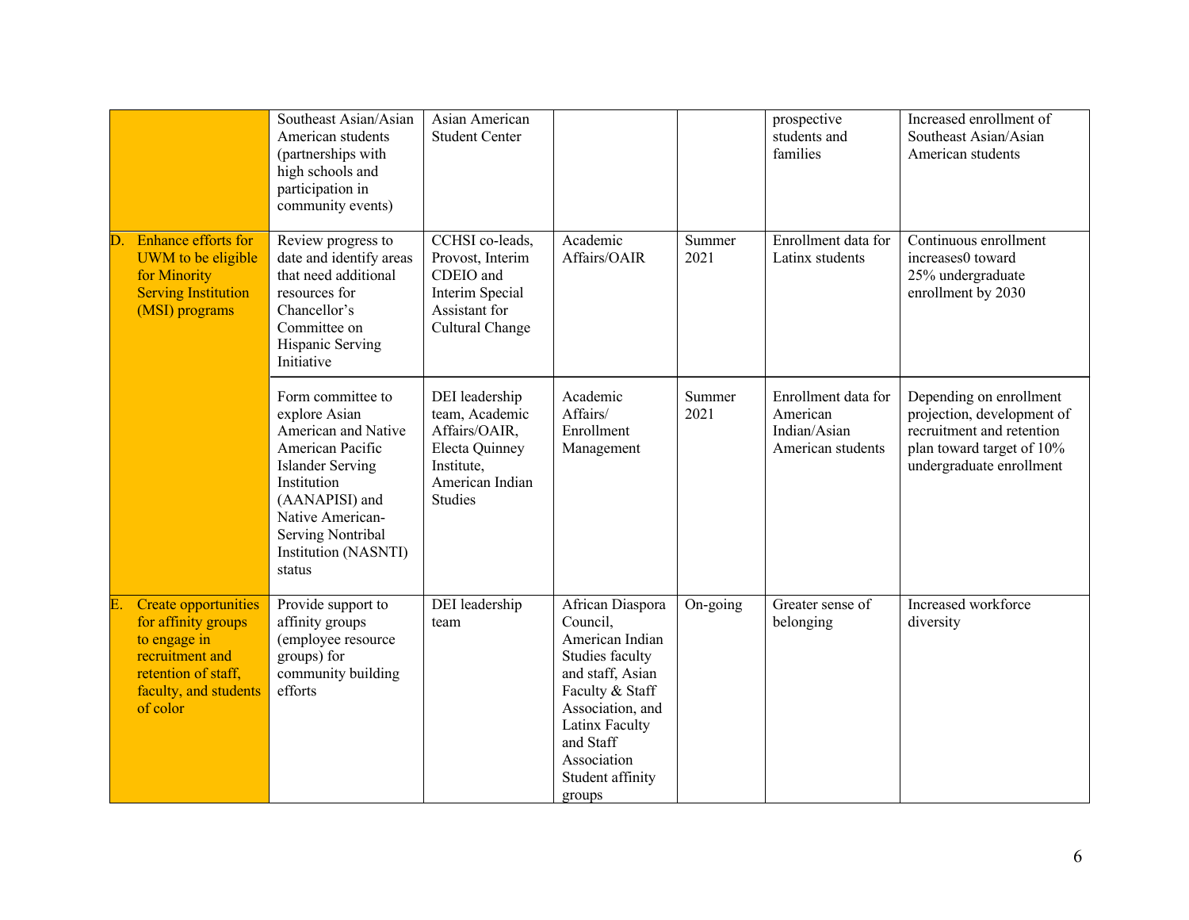| | | | | | | |
|---|---|---|---|---|---|---|
| | Southeast Asian/Asian American students (partnerships with high schools and participation in community events) | Asian American Student Center | | | prospective students and families | Increased enrollment of Southeast Asian/Asian American students |
| D. Enhance efforts for UWM to be eligible for Minority Serving Institution (MSI) programs | Review progress to date and identify areas that need additional resources for Chancellor's Committee on Hispanic Serving Initiative | CCHSI co-leads, Provost, Interim CDEIO and Interim Special Assistant for Cultural Change | Academic Affairs/OAIR | Summer 2021 | Enrollment data for Latinx students | Continuous enrollment increases0 toward 25% undergraduate enrollment by 2030 |
| | Form committee to explore Asian American and Native American Pacific Islander Serving Institution (AANAPISI) and Native American-Serving Nontribal Institution (NASNTI) status | DEI leadership team, Academic Affairs/OAIR, Electa Quinney Institute, American Indian Studies | Academic Affairs/ Enrollment Management | Summer 2021 | Enrollment data for American Indian/Asian American students | Depending on enrollment projection, development of recruitment and retention plan toward target of 10% undergraduate enrollment |
| E. Create opportunities for affinity groups to engage in recruitment and retention of staff, faculty, and students of color | Provide support to affinity groups (employee resource groups) for community building efforts | DEI leadership team | African Diaspora Council, American Indian Studies faculty and staff, Asian Faculty & Staff Association, and Latinx Faculty and Staff Association Student affinity groups | On-going | Greater sense of belonging | Increased workforce diversity |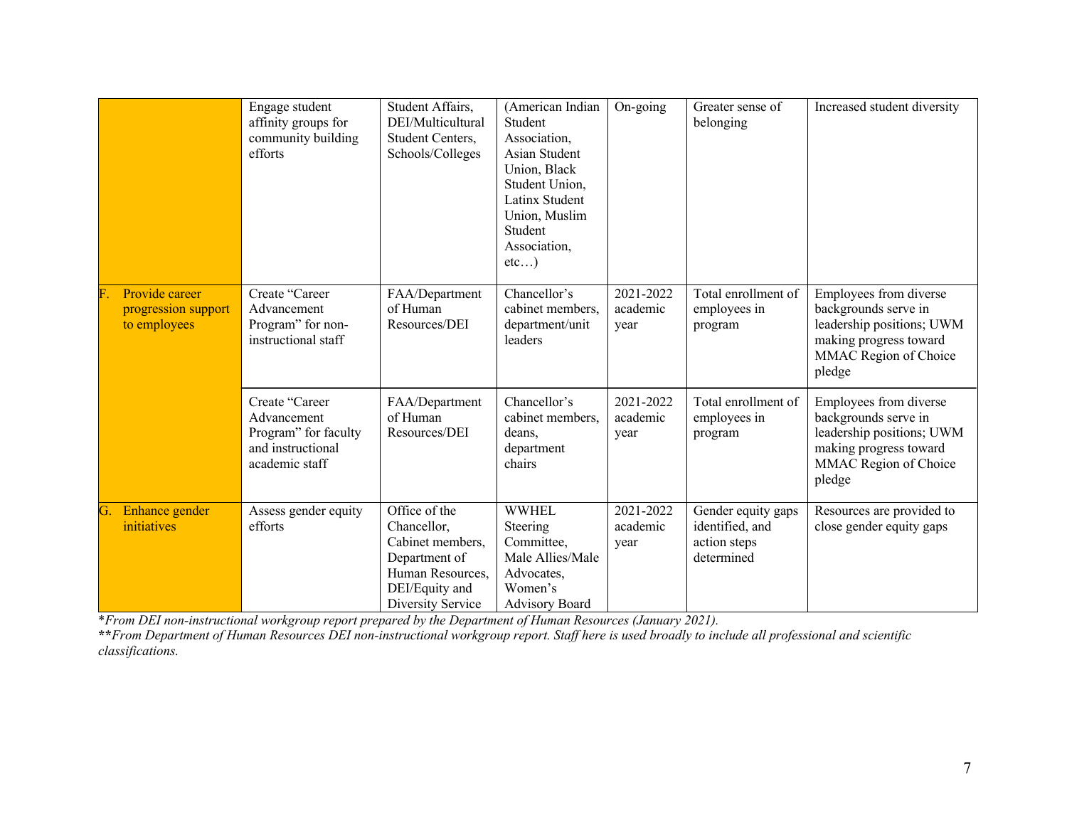| | | | | | | |
|---|---|---|---|---|---|---|
| | Engage student affinity groups for community building efforts | Student Affairs, DEI/Multicultural Student Centers, Schools/Colleges | (American Indian Student Association, Asian Student Union, Black Student Union, Latinx Student Union, Muslim Student Association, etc…) | On-going | Greater sense of belonging | Increased student diversity |
| F. Provide career progression support to employees | Create "Career Advancement Program" for non-instructional staff | FAA/Department of Human Resources/DEI | Chancellor's cabinet members, department/unit leaders | 2021-2022 academic year | Total enrollment of employees in program | Employees from diverse backgrounds serve in leadership positions; UWM making progress toward MMAC Region of Choice pledge |
| | Create "Career Advancement Program" for faculty and instructional academic staff | FAA/Department of Human Resources/DEI | Chancellor's cabinet members, deans, department chairs | 2021-2022 academic year | Total enrollment of employees in program | Employees from diverse backgrounds serve in leadership positions; UWM making progress toward MMAC Region of Choice pledge |
| G. Enhance gender initiatives | Assess gender equity efforts | Office of the Chancellor, Cabinet members, Department of Human Resources, DEI/Equity and Diversity Service | WWHEL Steering Committee, Male Allies/Male Advocates, Women's Advisory Board | 2021-2022 academic year | Gender equity gaps identified, and action steps determined | Resources are provided to close gender equity gaps |

*\*From DEI non-instructional workgroup report prepared by the Department of Human Resources (January 2021).*

*\*\*From Department of Human Resources DEI non-instructional workgroup report. Staff here is used broadly to include all professional and scientific classifications.*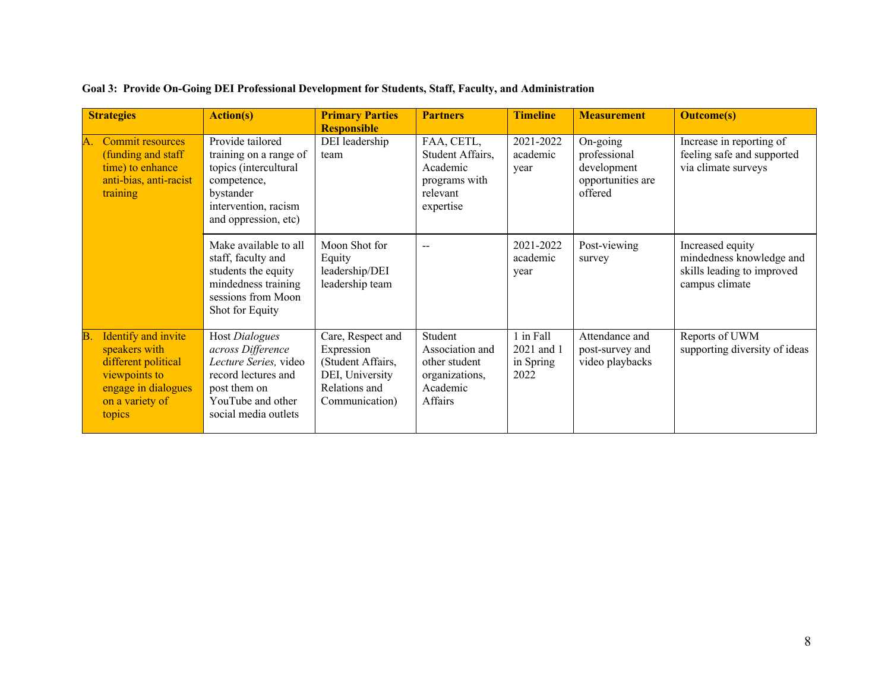**Goal 3: Provide On-Going DEI Professional Development for Students, Staff, Faculty, and Administration**

| Strategies | Action(s) | Primary Parties Responsible | Partners | Timeline | Measurement | Outcome(s) |
|---|---|---|---|---|---|---|
| A. Commit resources (funding and staff time) to enhance anti-bias, anti-racist training | Provide tailored training on a range of topics (intercultural competence, bystander intervention, racism and oppression, etc) | DEI leadership team | FAA, CETL, Student Affairs, Academic programs with relevant expertise | 2021-2022 academic year | On-going professional development opportunities are offered | Increase in reporting of feeling safe and supported via climate surveys |
| | Make available to all staff, faculty and students the equity mindedness training sessions from Moon Shot for Equity | Moon Shot for Equity leadership/DEI leadership team | -- | 2021-2022 academic year | Post-viewing survey | Increased equity mindedness knowledge and skills leading to improved campus climate |
| B. Identify and invite speakers with different political viewpoints to engage in dialogues on a variety of topics | Host *Dialogues across Difference Lecture Series,* video record lectures and post them on YouTube and other social media outlets | Care, Respect and Expression (Student Affairs, DEI, University Relations and Communication) | Student Association and other student organizations, Academic Affairs | 1 in Fall 2021 and 1 in Spring 2022 | Attendance and post-survey and video playbacks | Reports of UWM supporting diversity of ideas |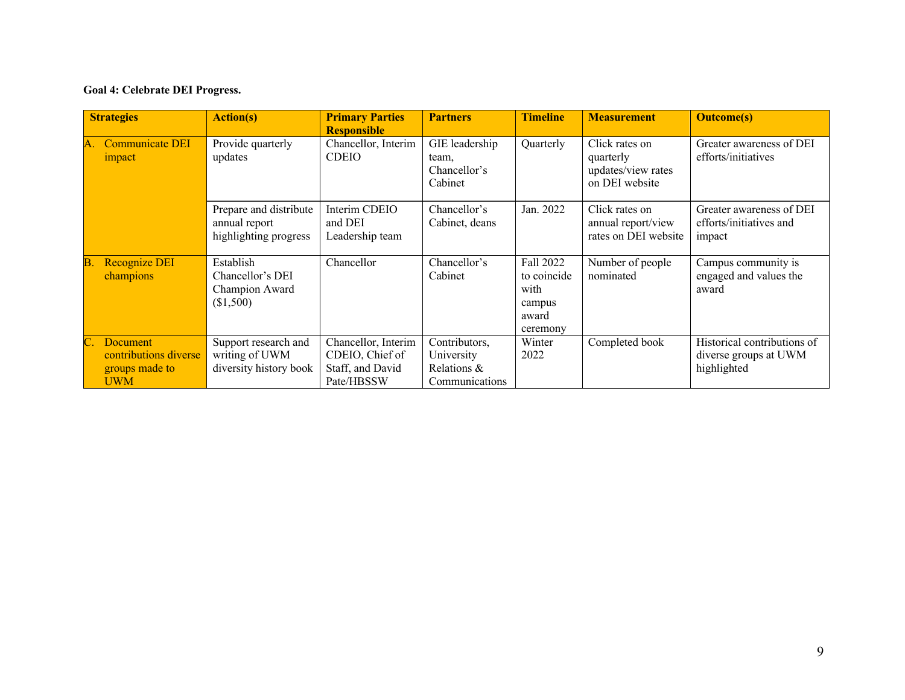**Goal 4: Celebrate DEI Progress.**

| Strategies | Action(s) | Primary Parties Responsible | Partners | Timeline | Measurement | Outcome(s) |
|---|---|---|---|---|---|---|
| A. Communicate DEI impact | Provide quarterly updates | Chancellor, Interim CDEIO | GIE leadership team, Chancellor's Cabinet | Quarterly | Click rates on quarterly updates/view rates on DEI website | Greater awareness of DEI efforts/initiatives |
| | Prepare and distribute annual report highlighting progress | Interim CDEIO and DEI Leadership team | Chancellor's Cabinet, deans | Jan. 2022 | Click rates on annual report/view rates on DEI website | Greater awareness of DEI efforts/initiatives and impact |
| B. Recognize DEI champions | Establish Chancellor's DEI Champion Award ($1,500) | Chancellor | Chancellor's Cabinet | Fall 2022 to coincide with campus award ceremony | Number of people nominated | Campus community is engaged and values the award |
| C. Document contributions diverse groups made to UWM | Support research and writing of UWM diversity history book | Chancellor, Interim CDEIO, Chief of Staff, and David Pate/HBSSW | Contributors, University Relations & Communications | Winter 2022 | Completed book | Historical contributions of diverse groups at UWM highlighted |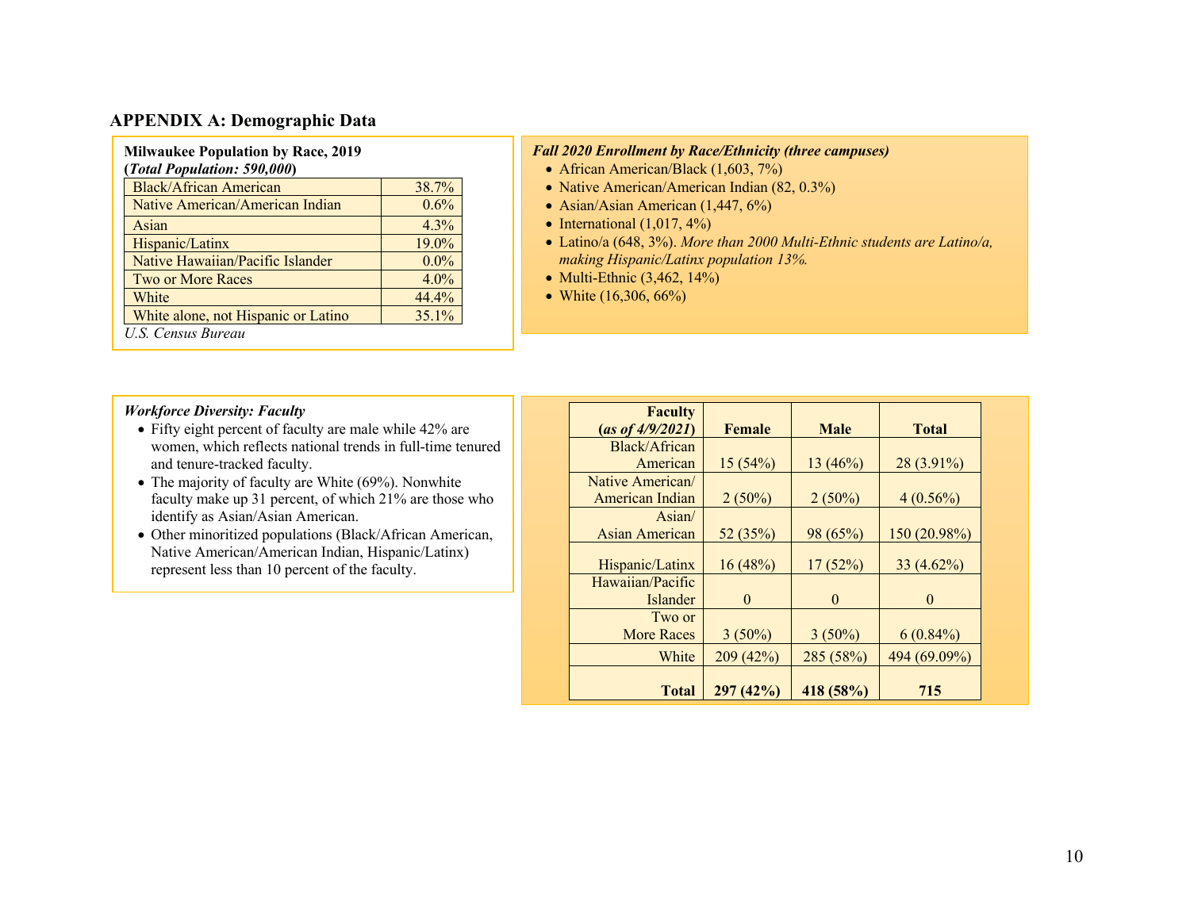## APPENDIX A: Demographic Data

**Milwaukee Population by Race, 2019**
**(*Total Population: 590,000*)**

| Race | Percent |
|---|---|
| Black/African American | 38.7% |
| Native American/American Indian | 0.6% |
| Asian | 4.3% |
| Hispanic/Latinx | 19.0% |
| Native Hawaiian/Pacific Islander | 0.0% |
| Two or More Races | 4.0% |
| White | 44.4% |
| White alone, not Hispanic or Latino | 35.1% |

*U.S. Census Bureau*

***Fall 2020 Enrollment by Race/Ethnicity (three campuses)***

- African American/Black (1,603, 7%)
- Native American/American Indian (82, 0.3%)
- Asian/Asian American (1,447, 6%)
- International (1,017, 4%)
- Latino/a (648, 3%). *More than 2000 Multi-Ethnic students are Latino/a, making Hispanic/Latinx population 13%.*
- Multi-Ethnic (3,462, 14%)
- White (16,306, 66%)

***Workforce Diversity: Faculty***

- Fifty eight percent of faculty are male while 42% are women, which reflects national trends in full-time tenured and tenure-tracked faculty.
- The majority of faculty are White (69%). Nonwhite faculty make up 31 percent, of which 21% are those who identify as Asian/Asian American.
- Other minoritized populations (Black/African American, Native American/American Indian, Hispanic/Latinx) represent less than 10 percent of the faculty.

| **Faculty (*as of 4/9/2021*)** | **Female** | **Male** | **Total** |
|---|---|---|---|
| Black/African American | 15 (54%) | 13 (46%) | 28 (3.91%) |
| Native American/ American Indian | 2 (50%) | 2 (50%) | 4 (0.56%) |
| Asian/ Asian American | 52 (35%) | 98 (65%) | 150 (20.98%) |
| Hispanic/Latinx | 16 (48%) | 17 (52%) | 33 (4.62%) |
| Hawaiian/Pacific Islander | 0 | 0 | 0 |
| Two or More Races | 3 (50%) | 3 (50%) | 6 (0.84%) |
| White | 209 (42%) | 285 (58%) | 494 (69.09%) |
| **Total** | **297 (42%)** | **418 (58%)** | **715** |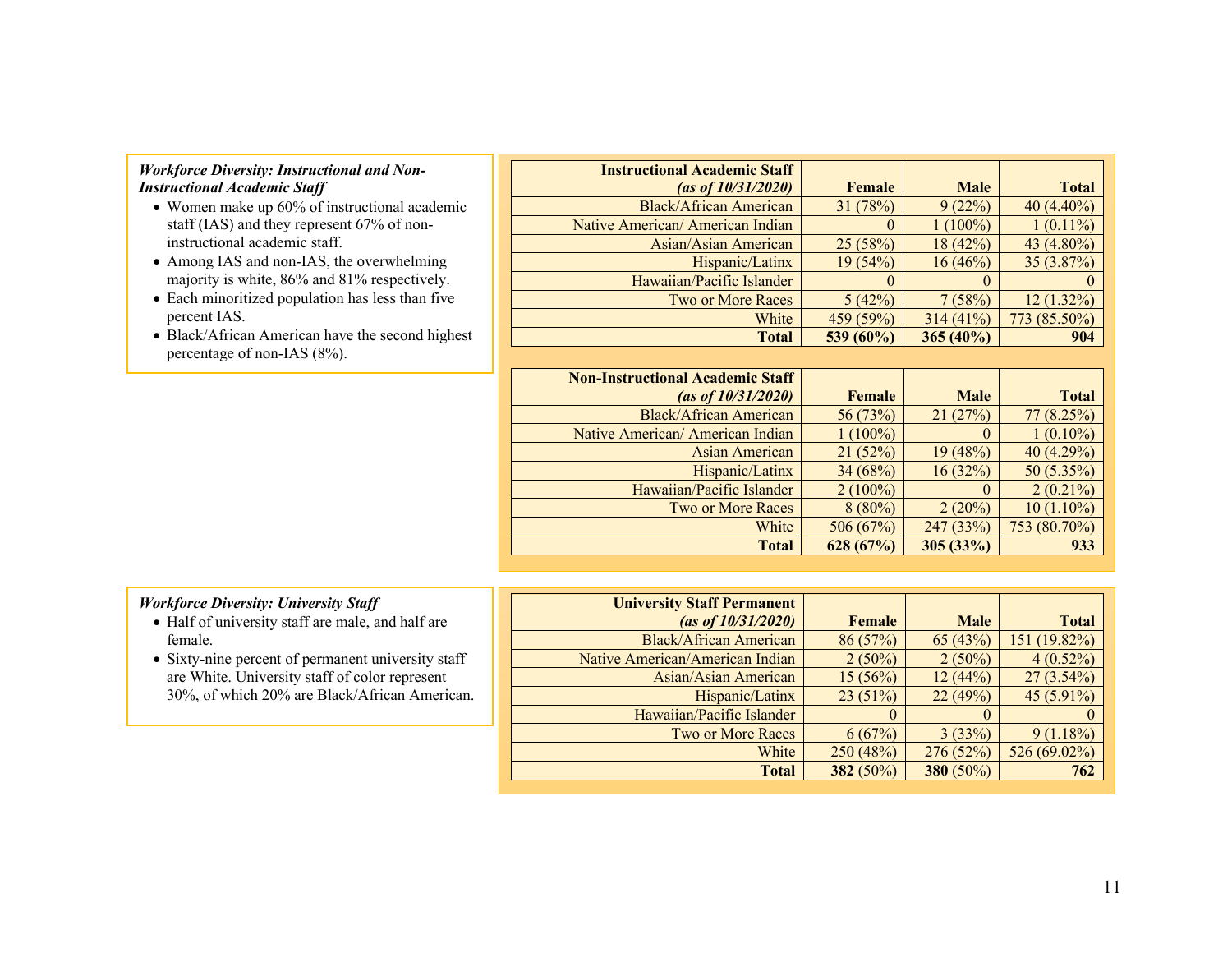***Workforce Diversity: Instructional and Non-Instructional Academic Staff***

- Women make up 60% of instructional academic staff (IAS) and they represent 67% of non-instructional academic staff.
- Among IAS and non-IAS, the overwhelming majority is white, 86% and 81% respectively.
- Each minoritized population has less than five percent IAS.
- Black/African American have the second highest percentage of non-IAS (8%).

| **Instructional Academic Staff** ***(as of 10/31/2020)*** | **Female** | **Male** | **Total** |
|---|---|---|---|
| Black/African American | 31 (78%) | 9 (22%) | 40 (4.40%) |
| Native American/ American Indian | 0 | 1 (100%) | 1 (0.11%) |
| Asian/Asian American | 25 (58%) | 18 (42%) | 43 (4.80%) |
| Hispanic/Latinx | 19 (54%) | 16 (46%) | 35 (3.87%) |
| Hawaiian/Pacific Islander | 0 | 0 | 0 |
| Two or More Races | 5 (42%) | 7 (58%) | 12 (1.32%) |
| White | 459 (59%) | 314 (41%) | 773 (85.50%) |
| **Total** | **539 (60%)** | **365 (40%)** | **904** |

| **Non-Instructional Academic Staff** ***(as of 10/31/2020)*** | **Female** | **Male** | **Total** |
|---|---|---|---|
| Black/African American | 56 (73%) | 21 (27%) | 77 (8.25%) |
| Native American/ American Indian | 1 (100%) | 0 | 1 (0.10%) |
| Asian American | 21 (52%) | 19 (48%) | 40 (4.29%) |
| Hispanic/Latinx | 34 (68%) | 16 (32%) | 50 (5.35%) |
| Hawaiian/Pacific Islander | 2 (100%) | 0 | 2 (0.21%) |
| Two or More Races | 8 (80%) | 2 (20%) | 10 (1.10%) |
| White | 506 (67%) | 247 (33%) | 753 (80.70%) |
| **Total** | **628 (67%)** | **305 (33%)** | **933** |

***Workforce Diversity: University Staff***

- Half of university staff are male, and half are female.
- Sixty-nine percent of permanent university staff are White. University staff of color represent 30%, of which 20% are Black/African American.

| **University Staff Permanent** ***(as of 10/31/2020)*** | **Female** | **Male** | **Total** |
|---|---|---|---|
| Black/African American | 86 (57%) | 65 (43%) | 151 (19.82%) |
| Native American/American Indian | 2 (50%) | 2 (50%) | 4 (0.52%) |
| Asian/Asian American | 15 (56%) | 12 (44%) | 27 (3.54%) |
| Hispanic/Latinx | 23 (51%) | 22 (49%) | 45 (5.91%) |
| Hawaiian/Pacific Islander | 0 | 0 | 0 |
| Two or More Races | 6 (67%) | 3 (33%) | 9 (1.18%) |
| White | 250 (48%) | 276 (52%) | 526 (69.02%) |
| **Total** | **382** (50%) | **380** (50%) | **762** |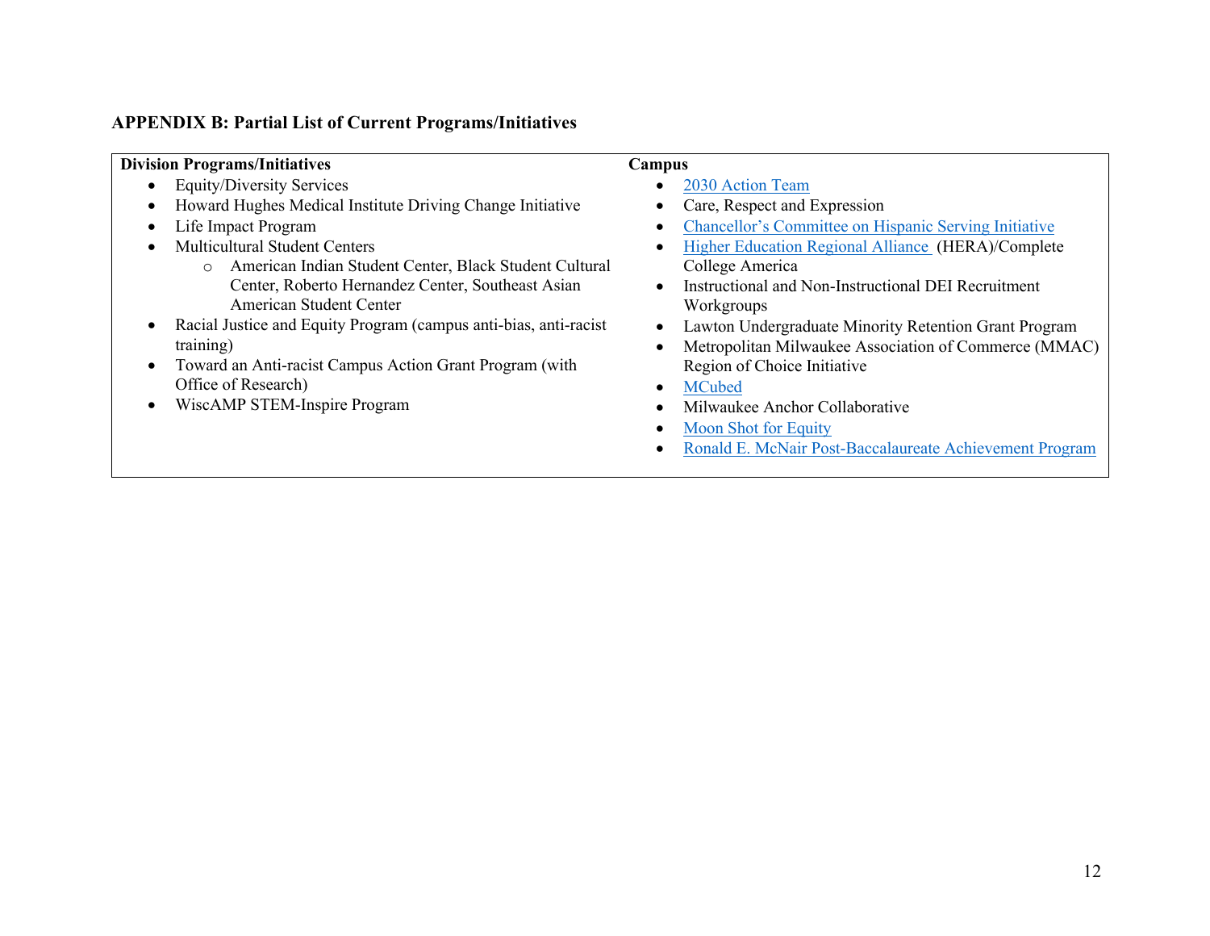**APPENDIX B: Partial List of Current Programs/Initiatives**

**Division Programs/Initiatives**

- Equity/Diversity Services
- Howard Hughes Medical Institute Driving Change Initiative
- Life Impact Program
- Multicultural Student Centers
  - American Indian Student Center, Black Student Cultural Center, Roberto Hernandez Center, Southeast Asian American Student Center
- Racial Justice and Equity Program (campus anti-bias, anti-racist training)
- Toward an Anti-racist Campus Action Grant Program (with Office of Research)
- WiscAMP STEM-Inspire Program

**Campus**

- 2030 Action Team
- Care, Respect and Expression
- Chancellor's Committee on Hispanic Serving Initiative
- Higher Education Regional Alliance (HERA)/Complete College America
- Instructional and Non-Instructional DEI Recruitment Workgroups
- Lawton Undergraduate Minority Retention Grant Program
- Metropolitan Milwaukee Association of Commerce (MMAC) Region of Choice Initiative
- MCubed
- Milwaukee Anchor Collaborative
- Moon Shot for Equity
- Ronald E. McNair Post-Baccalaureate Achievement Program